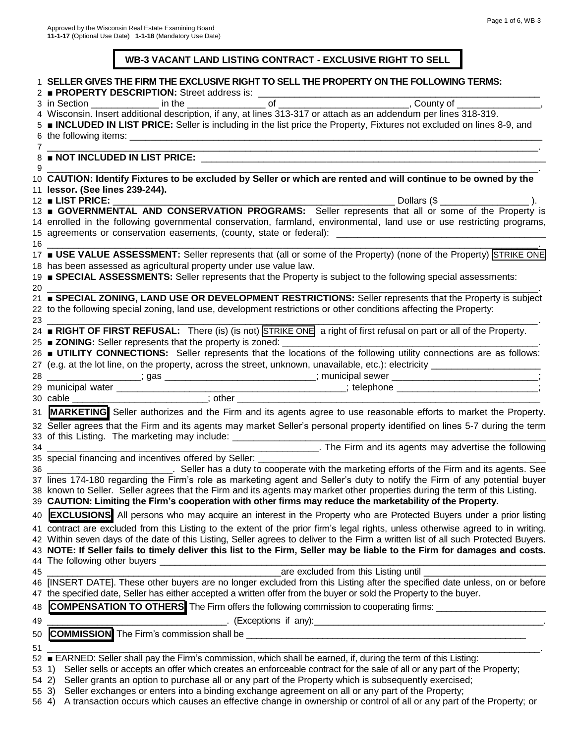Approved by the Wisconsin Real Estate Examining Board
**11-1-17** (Optional Use Date) **1-1-18** (Mandatory Use Date)

# WB-3 VACANT LAND LISTING CONTRACT - EXCLUSIVE RIGHT TO SELL

1 **SELLER GIVES THE FIRM THE EXCLUSIVE RIGHT TO SELL THE PROPERTY ON THE FOLLOWING TERMS:**
2 ■ **PROPERTY DESCRIPTION:** Street address is: ______________________________________________________
3 in Section _____________ in the _______________ of _________________________, County of ________________,
4 Wisconsin. Insert additional description, if any, at lines 313-317 or attach as an addendum per lines 318-319.
5 ■ **INCLUDED IN LIST PRICE:** Seller is including in the list price the Property, Fixtures not excluded on lines 8-9, and
6 the following items: ______________________________________________________________________________
7 _______________________________________________________________________________________________.
8 ■ **NOT INCLUDED IN LIST PRICE:** ____________________________________________________________________
9 _______________________________________________________________________________________________.
10 **CAUTION: Identify Fixtures to be excluded by Seller or which are rented and will continue to be owned by the**
11 **lessor. (See lines 239-244).**
12 ■ **LIST PRICE:** ________________________________________________________ Dollars ($ _________________ ).
13 ■ **GOVERNMENTAL AND CONSERVATION PROGRAMS:** Seller represents that all or some of the Property is
14 enrolled in the following governmental conservation, farmland, environmental, land use or use restricting programs,
15 agreements or conservation easements, (county, state or federal): ________________________________________
16 _______________________________________________________________________________________________.
17 ■ **USE VALUE ASSESSMENT:** Seller represents that (all or some of the Property) (none of the Property) STRIKE ONE
18 has been assessed as agricultural property under use value law.
19 ■ **SPECIAL ASSESSMENTS:** Seller represents that the Property is subject to the following special assessments:
20 _______________________________________________________________________________________________.
21 ■ **SPECIAL ZONING, LAND USE OR DEVELOPMENT RESTRICTIONS:** Seller represents that the Property is subject
22 to the following special zoning, land use, development restrictions or other conditions affecting the Property:
23 _______________________________________________________________________________________________.
24 ■ **RIGHT OF FIRST REFUSAL:** There (is) (is not) STRIKE ONE a right of first refusal on part or all of the Property.
25 ■ **ZONING:** Seller represents that the property is zoned: __________________________________________________.
26 ■ **UTILITY CONNECTIONS:** Seller represents that the locations of the following utility connections are as follows:
27 (e.g. at the lot line, on the property, across the street, unknown, unavailable, etc.): electricity ______________________
28 __________________; gas ______________________________; municipal sewer ____________________________;
29 municipal water ____________________________________________; telephone ____________________________;
30 cable _________________________; other ____________________________________________________________

31 **MARKETING** Seller authorizes and the Firm and its agents agree to use reasonable efforts to market the Property.
32 Seller agrees that the Firm and its agents may market Seller's personal property identified on lines 5-7 during the term
33 of this Listing. The marketing may include: _____________________________________________________________
34 ________________________________________________________. The Firm and its agents may advertise the following
35 special financing and incentives offered by Seller: _______________________________________________________
36 ________________________. Seller has a duty to cooperate with the marketing efforts of the Firm and its agents. See
37 lines 174-180 regarding the Firm's role as marketing agent and Seller's duty to notify the Firm of any potential buyer
38 known to Seller. Seller agrees that the Firm and its agents may market other properties during the term of this Listing.
39 **CAUTION: Limiting the Firm's cooperation with other firms may reduce the marketability of the Property.**

40 **EXCLUSIONS** All persons who may acquire an interest in the Property who are Protected Buyers under a prior listing
41 contract are excluded from this Listing to the extent of the prior firm's legal rights, unless otherwise agreed to in writing.
42 Within seven days of the date of this Listing, Seller agrees to deliver to the Firm a written list of all such Protected Buyers.
43 **NOTE: If Seller fails to timely deliver this list to the Firm, Seller may be liable to the Firm for damages and costs.**
44 The following other buyers ______________________________________________________________________________
45 _______________________________________________are excluded from this Listing until _______________________
46 [INSERT DATE]. These other buyers are no longer excluded from this Listing after the specified date unless, on or before
47 the specified date, Seller has either accepted a written offer from the buyer or sold the Property to the buyer.

48 **COMPENSATION TO OTHERS** The Firm offers the following commission to cooperating firms: _____________________
49 ___________________________________. (Exceptions if any):_______________________________________________.

50 **COMMISSION** The Firm's commission shall be ________________________________________________________
51 _______________________________________________________________________________________________.
52 ■ EARNED: Seller shall pay the Firm's commission, which shall be earned, if, during the term of this Listing:
53 1) Seller sells or accepts an offer which creates an enforceable contract for the sale of all or any part of the Property;
54 2) Seller grants an option to purchase all or any part of the Property which is subsequently exercised;
55 3) Seller exchanges or enters into a binding exchange agreement on all or any part of the Property;
56 4) A transaction occurs which causes an effective change in ownership or control of all or any part of the Property; or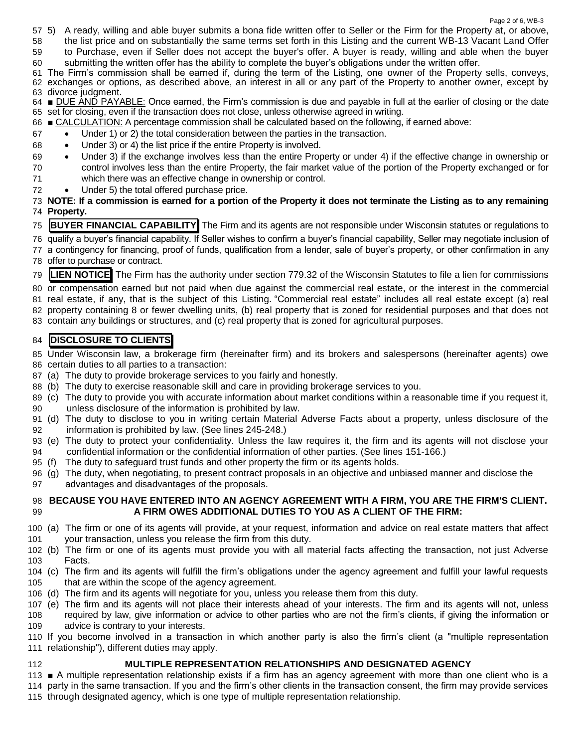5) A ready, willing and able buyer submits a bona fide written offer to Seller or the Firm for the Property at, or above, the list price and on substantially the same terms set forth in this Listing and the current WB-13 Vacant Land Offer to Purchase, even if Seller does not accept the buyer's offer. A buyer is ready, willing and able when the buyer submitting the written offer has the ability to complete the buyer's obligations under the written offer.

The Firm's commission shall be earned if, during the term of the Listing, one owner of the Property sells, conveys, exchanges or options, as described above, an interest in all or any part of the Property to another owner, except by divorce judgment.

■ DUE AND PAYABLE: Once earned, the Firm's commission is due and payable in full at the earlier of closing or the date set for closing, even if the transaction does not close, unless otherwise agreed in writing.

■ CALCULATION: A percentage commission shall be calculated based on the following, if earned above:

- Under 1) or 2) the total consideration between the parties in the transaction.
- Under 3) or 4) the list price if the entire Property is involved.
- Under 3) if the exchange involves less than the entire Property or under 4) if the effective change in ownership or control involves less than the entire Property, the fair market value of the portion of the Property exchanged or for which there was an effective change in ownership or control.
- Under 5) the total offered purchase price.

**NOTE: If a commission is earned for a portion of the Property it does not terminate the Listing as to any remaining Property.**

**BUYER FINANCIAL CAPABILITY** The Firm and its agents are not responsible under Wisconsin statutes or regulations to qualify a buyer's financial capability. If Seller wishes to confirm a buyer's financial capability, Seller may negotiate inclusion of a contingency for financing, proof of funds, qualification from a lender, sale of buyer's property, or other confirmation in any offer to purchase or contract.

**LIEN NOTICE** The Firm has the authority under section 779.32 of the Wisconsin Statutes to file a lien for commissions or compensation earned but not paid when due against the commercial real estate, or the interest in the commercial real estate, if any, that is the subject of this Listing. "Commercial real estate" includes all real estate except (a) real property containing 8 or fewer dwelling units, (b) real property that is zoned for residential purposes and that does not contain any buildings or structures, and (c) real property that is zoned for agricultural purposes.

## DISCLOSURE TO CLIENTS

Under Wisconsin law, a brokerage firm (hereinafter firm) and its brokers and salespersons (hereinafter agents) owe certain duties to all parties to a transaction:

(a) The duty to provide brokerage services to you fairly and honestly.
(b) The duty to exercise reasonable skill and care in providing brokerage services to you.
(c) The duty to provide you with accurate information about market conditions within a reasonable time if you request it, unless disclosure of the information is prohibited by law.
(d) The duty to disclose to you in writing certain Material Adverse Facts about a property, unless disclosure of the information is prohibited by law. (See lines 245-248.)
(e) The duty to protect your confidentiality. Unless the law requires it, the firm and its agents will not disclose your confidential information or the confidential information of other parties. (See lines 151-166.)
(f) The duty to safeguard trust funds and other property the firm or its agents holds.
(g) The duty, when negotiating, to present contract proposals in an objective and unbiased manner and disclose the advantages and disadvantages of the proposals.

**BECAUSE YOU HAVE ENTERED INTO AN AGENCY AGREEMENT WITH A FIRM, YOU ARE THE FIRM'S CLIENT. A FIRM OWES ADDITIONAL DUTIES TO YOU AS A CLIENT OF THE FIRM:**

(a) The firm or one of its agents will provide, at your request, information and advice on real estate matters that affect your transaction, unless you release the firm from this duty.
(b) The firm or one of its agents must provide you with all material facts affecting the transaction, not just Adverse Facts.
(c) The firm and its agents will fulfill the firm's obligations under the agency agreement and fulfill your lawful requests that are within the scope of the agency agreement.
(d) The firm and its agents will negotiate for you, unless you release them from this duty.
(e) The firm and its agents will not place their interests ahead of your interests. The firm and its agents will not, unless required by law, give information or advice to other parties who are not the firm's clients, if giving the information or advice is contrary to your interests.

If you become involved in a transaction in which another party is also the firm's client (a "multiple representation relationship"), different duties may apply.

### MULTIPLE REPRESENTATION RELATIONSHIPS AND DESIGNATED AGENCY

■ A multiple representation relationship exists if a firm has an agency agreement with more than one client who is a party in the same transaction. If you and the firm's other clients in the transaction consent, the firm may provide services through designated agency, which is one type of multiple representation relationship.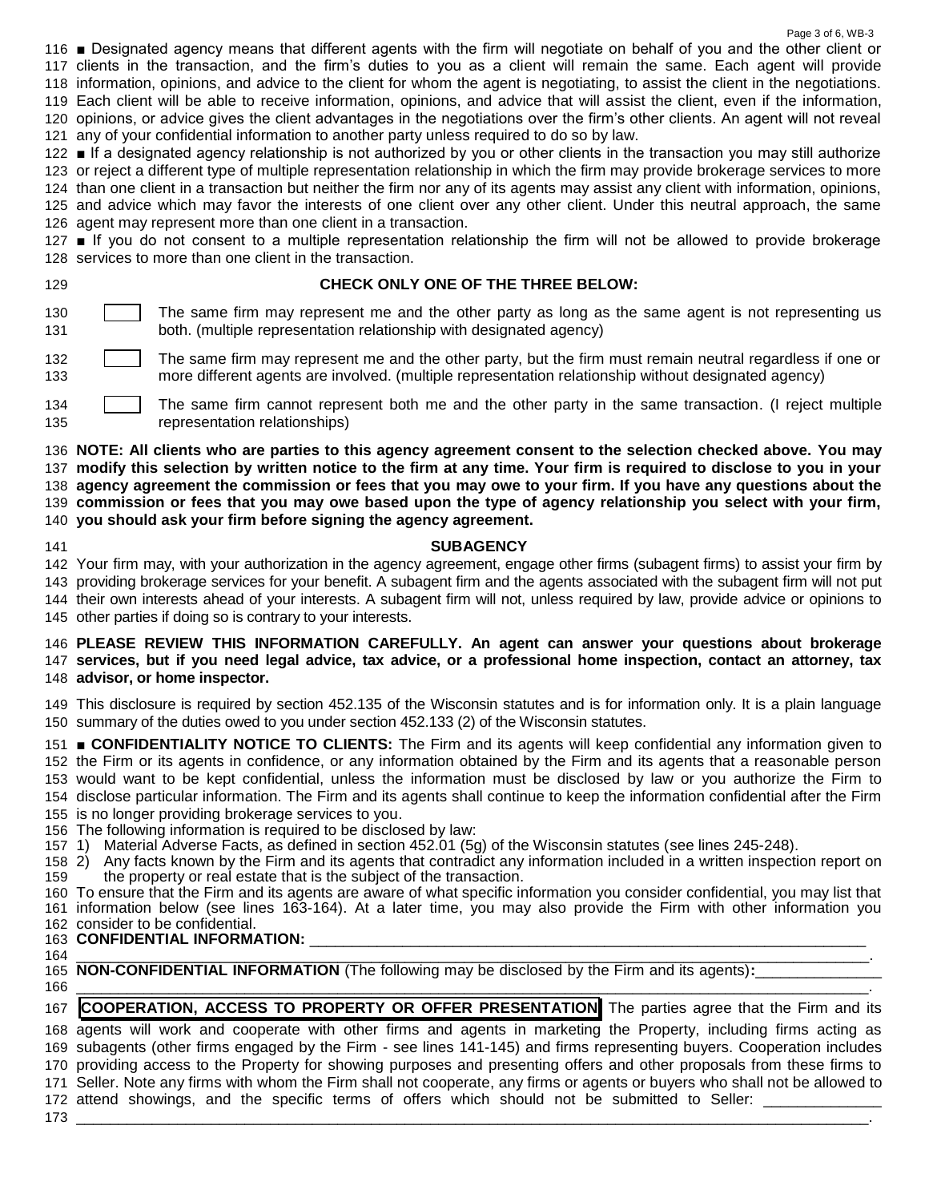■ Designated agency means that different agents with the firm will negotiate on behalf of you and the other client or clients in the transaction, and the firm's duties to you as a client will remain the same. Each agent will provide information, opinions, and advice to the client for whom the agent is negotiating, to assist the client in the negotiations. Each client will be able to receive information, opinions, and advice that will assist the client, even if the information, opinions, or advice gives the client advantages in the negotiations over the firm's other clients. An agent will not reveal any of your confidential information to another party unless required to do so by law.

■ If a designated agency relationship is not authorized by you or other clients in the transaction you may still authorize or reject a different type of multiple representation relationship in which the firm may provide brokerage services to more than one client in a transaction but neither the firm nor any of its agents may assist any client with information, opinions, and advice which may favor the interests of one client over any other client. Under this neutral approach, the same agent may represent more than one client in a transaction.

■ If you do not consent to a multiple representation relationship the firm will not be allowed to provide brokerage services to more than one client in the transaction.

**CHECK ONLY ONE OF THE THREE BELOW:**

☐ The same firm may represent me and the other party as long as the same agent is not representing us both. (multiple representation relationship with designated agency)

☐ The same firm may represent me and the other party, but the firm must remain neutral regardless if one or more different agents are involved. (multiple representation relationship without designated agency)

☐ The same firm cannot represent both me and the other party in the same transaction. (I reject multiple representation relationships)

**NOTE: All clients who are parties to this agency agreement consent to the selection checked above. You may modify this selection by written notice to the firm at any time. Your firm is required to disclose to you in your agency agreement the commission or fees that you may owe to your firm. If you have any questions about the commission or fees that you may owe based upon the type of agency relationship you select with your firm, you should ask your firm before signing the agency agreement.**

**SUBAGENCY**

Your firm may, with your authorization in the agency agreement, engage other firms (subagent firms) to assist your firm by providing brokerage services for your benefit. A subagent firm and the agents associated with the subagent firm will not put their own interests ahead of your interests. A subagent firm will not, unless required by law, provide advice or opinions to other parties if doing so is contrary to your interests.

**PLEASE REVIEW THIS INFORMATION CAREFULLY. An agent can answer your questions about brokerage services, but if you need legal advice, tax advice, or a professional home inspection, contact an attorney, tax advisor, or home inspector.**

This disclosure is required by section 452.135 of the Wisconsin statutes and is for information only. It is a plain language summary of the duties owed to you under section 452.133 (2) of the Wisconsin statutes.

■ **CONFIDENTIALITY NOTICE TO CLIENTS:** The Firm and its agents will keep confidential any information given to the Firm or its agents in confidence, or any information obtained by the Firm and its agents that a reasonable person would want to be kept confidential, unless the information must be disclosed by law or you authorize the Firm to disclose particular information. The Firm and its agents shall continue to keep the information confidential after the Firm is no longer providing brokerage services to you.

The following information is required to be disclosed by law:

1) Material Adverse Facts, as defined in section 452.01 (5g) of the Wisconsin statutes (see lines 245-248).
2) Any facts known by the Firm and its agents that contradict any information included in a written inspection report on the property or real estate that is the subject of the transaction.

To ensure that the Firm and its agents are aware of what specific information you consider confidential, you may list that information below (see lines 163-164). At a later time, you may also provide the Firm with other information you consider to be confidential.

**CONFIDENTIAL INFORMATION:** ______________________________________________________________________
______________________________________________________________________________________________.

**NON-CONFIDENTIAL INFORMATION** (The following may be disclosed by the Firm and its agents)**:**_______________
______________________________________________________________________________________________.

**COOPERATION, ACCESS TO PROPERTY OR OFFER PRESENTATION** The parties agree that the Firm and its agents will work and cooperate with other firms and agents in marketing the Property, including firms acting as subagents (other firms engaged by the Firm - see lines 141-145) and firms representing buyers. Cooperation includes providing access to the Property for showing purposes and presenting offers and other proposals from these firms to Seller. Note any firms with whom the Firm shall not cooperate, any firms or agents or buyers who shall not be allowed to attend showings, and the specific terms of offers which should not be submitted to Seller: ______________
______________________________________________________________________________________________.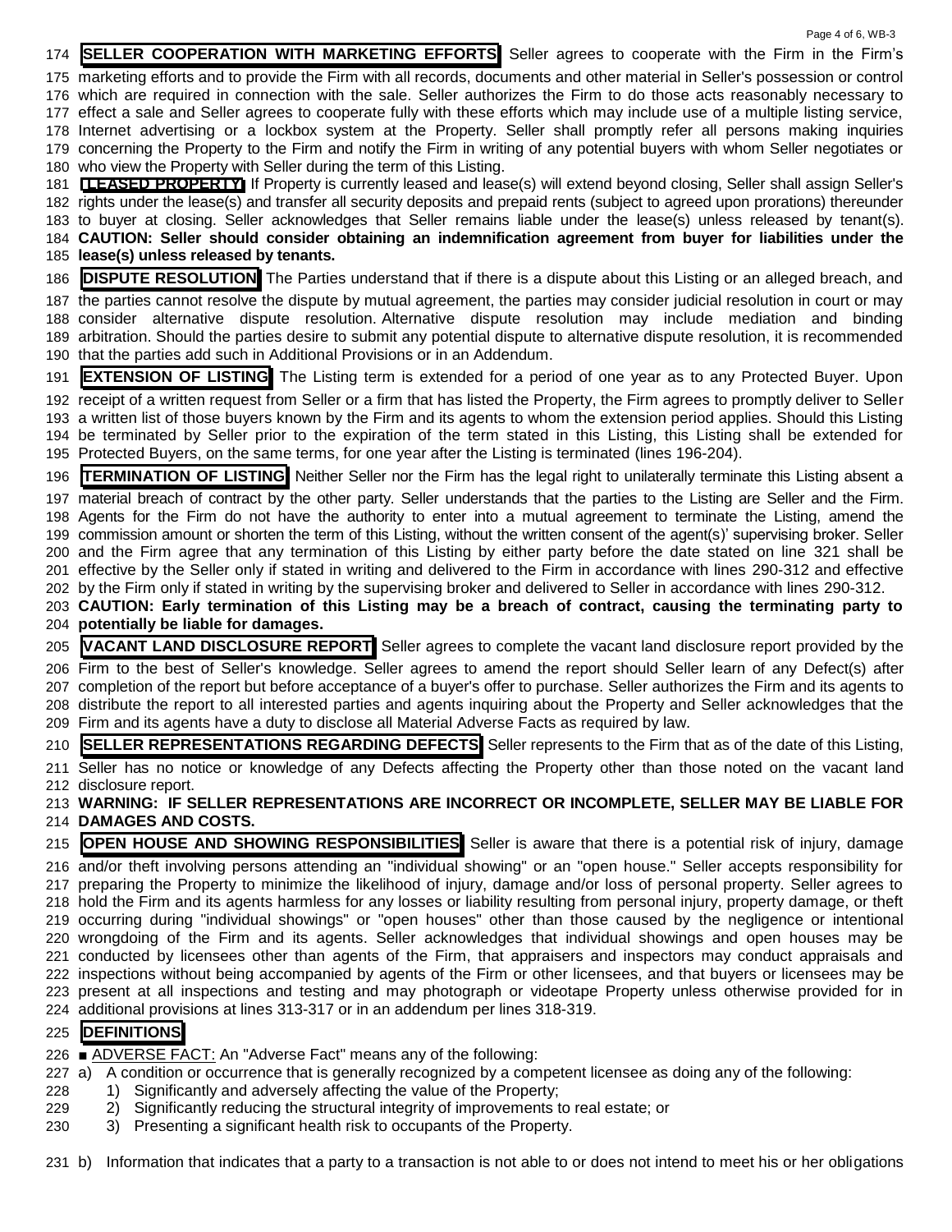**SELLER COOPERATION WITH MARKETING EFFORTS** Seller agrees to cooperate with the Firm in the Firm's marketing efforts and to provide the Firm with all records, documents and other material in Seller's possession or control which are required in connection with the sale. Seller authorizes the Firm to do those acts reasonably necessary to effect a sale and Seller agrees to cooperate fully with these efforts which may include use of a multiple listing service, Internet advertising or a lockbox system at the Property. Seller shall promptly refer all persons making inquiries concerning the Property to the Firm and notify the Firm in writing of any potential buyers with whom Seller negotiates or who view the Property with Seller during the term of this Listing.

**LEASED PROPERTY** If Property is currently leased and lease(s) will extend beyond closing, Seller shall assign Seller's rights under the lease(s) and transfer all security deposits and prepaid rents (subject to agreed upon prorations) thereunder to buyer at closing. Seller acknowledges that Seller remains liable under the lease(s) unless released by tenant(s). **CAUTION: Seller should consider obtaining an indemnification agreement from buyer for liabilities under the lease(s) unless released by tenants.**

**DISPUTE RESOLUTION** The Parties understand that if there is a dispute about this Listing or an alleged breach, and the parties cannot resolve the dispute by mutual agreement, the parties may consider judicial resolution in court or may consider alternative dispute resolution. Alternative dispute resolution may include mediation and binding arbitration. Should the parties desire to submit any potential dispute to alternative dispute resolution, it is recommended that the parties add such in Additional Provisions or in an Addendum.

**EXTENSION OF LISTING** The Listing term is extended for a period of one year as to any Protected Buyer. Upon receipt of a written request from Seller or a firm that has listed the Property, the Firm agrees to promptly deliver to Seller a written list of those buyers known by the Firm and its agents to whom the extension period applies. Should this Listing be terminated by Seller prior to the expiration of the term stated in this Listing, this Listing shall be extended for Protected Buyers, on the same terms, for one year after the Listing is terminated (lines 196-204).

**TERMINATION OF LISTING** Neither Seller nor the Firm has the legal right to unilaterally terminate this Listing absent a material breach of contract by the other party. Seller understands that the parties to the Listing are Seller and the Firm. Agents for the Firm do not have the authority to enter into a mutual agreement to terminate the Listing, amend the commission amount or shorten the term of this Listing, without the written consent of the agent(s)' supervising broker. Seller and the Firm agree that any termination of this Listing by either party before the date stated on line 321 shall be effective by the Seller only if stated in writing and delivered to the Firm in accordance with lines 290-312 and effective by the Firm only if stated in writing by the supervising broker and delivered to Seller in accordance with lines 290-312.
**CAUTION: Early termination of this Listing may be a breach of contract, causing the terminating party to potentially be liable for damages.**

**VACANT LAND DISCLOSURE REPORT** Seller agrees to complete the vacant land disclosure report provided by the Firm to the best of Seller's knowledge. Seller agrees to amend the report should Seller learn of any Defect(s) after completion of the report but before acceptance of a buyer's offer to purchase. Seller authorizes the Firm and its agents to distribute the report to all interested parties and agents inquiring about the Property and Seller acknowledges that the Firm and its agents have a duty to disclose all Material Adverse Facts as required by law.

**SELLER REPRESENTATIONS REGARDING DEFECTS** Seller represents to the Firm that as of the date of this Listing, Seller has no notice or knowledge of any Defects affecting the Property other than those noted on the vacant land disclosure report.
**WARNING: IF SELLER REPRESENTATIONS ARE INCORRECT OR INCOMPLETE, SELLER MAY BE LIABLE FOR DAMAGES AND COSTS.**

**OPEN HOUSE AND SHOWING RESPONSIBILITIES** Seller is aware that there is a potential risk of injury, damage and/or theft involving persons attending an "individual showing" or an "open house." Seller accepts responsibility for preparing the Property to minimize the likelihood of injury, damage and/or loss of personal property. Seller agrees to hold the Firm and its agents harmless for any losses or liability resulting from personal injury, property damage, or theft occurring during "individual showings" or "open houses" other than those caused by the negligence or intentional wrongdoing of the Firm and its agents. Seller acknowledges that individual showings and open houses may be conducted by licensees other than agents of the Firm, that appraisers and inspectors may conduct appraisals and inspections without being accompanied by agents of the Firm or other licensees, and that buyers or licensees may be present at all inspections and testing and may photograph or videotape Property unless otherwise provided for in additional provisions at lines 313-317 or in an addendum per lines 318-319.

**DEFINITIONS**

■ ADVERSE FACT: An "Adverse Fact" means any of the following:

a) A condition or occurrence that is generally recognized by a competent licensee as doing any of the following:
   1) Significantly and adversely affecting the value of the Property;
   2) Significantly reducing the structural integrity of improvements to real estate; or
   3) Presenting a significant health risk to occupants of the Property.

b) Information that indicates that a party to a transaction is not able to or does not intend to meet his or her obligations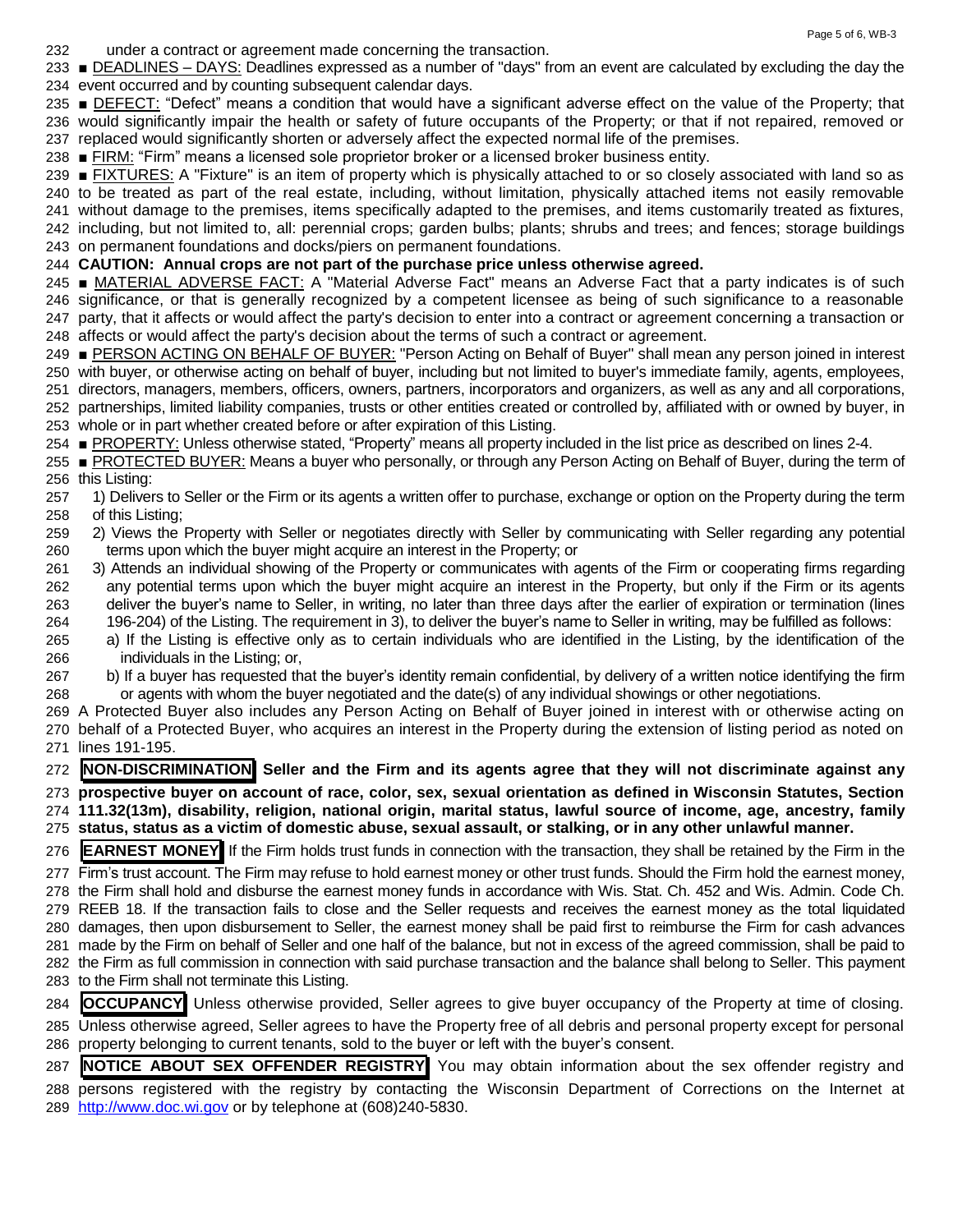under a contract or agreement made concerning the transaction.

■ DEADLINES – DAYS: Deadlines expressed as a number of "days" from an event are calculated by excluding the day the event occurred and by counting subsequent calendar days.

■ DEFECT: "Defect" means a condition that would have a significant adverse effect on the value of the Property; that would significantly impair the health or safety of future occupants of the Property; or that if not repaired, removed or replaced would significantly shorten or adversely affect the expected normal life of the premises.

■ FIRM: "Firm" means a licensed sole proprietor broker or a licensed broker business entity.

■ FIXTURES: A "Fixture" is an item of property which is physically attached to or so closely associated with land so as to be treated as part of the real estate, including, without limitation, physically attached items not easily removable without damage to the premises, items specifically adapted to the premises, and items customarily treated as fixtures, including, but not limited to, all: perennial crops; garden bulbs; plants; shrubs and trees; and fences; storage buildings on permanent foundations and docks/piers on permanent foundations.

**CAUTION: Annual crops are not part of the purchase price unless otherwise agreed.**

■ MATERIAL ADVERSE FACT: A "Material Adverse Fact" means an Adverse Fact that a party indicates is of such significance, or that is generally recognized by a competent licensee as being of such significance to a reasonable party, that it affects or would affect the party's decision to enter into a contract or agreement concerning a transaction or affects or would affect the party's decision about the terms of such a contract or agreement.

■ PERSON ACTING ON BEHALF OF BUYER: "Person Acting on Behalf of Buyer" shall mean any person joined in interest with buyer, or otherwise acting on behalf of buyer, including but not limited to buyer's immediate family, agents, employees, directors, managers, members, officers, owners, partners, incorporators and organizers, as well as any and all corporations, partnerships, limited liability companies, trusts or other entities created or controlled by, affiliated with or owned by buyer, in whole or in part whether created before or after expiration of this Listing.

■ PROPERTY: Unless otherwise stated, "Property" means all property included in the list price as described on lines 2-4.

■ PROTECTED BUYER: Means a buyer who personally, or through any Person Acting on Behalf of Buyer, during the term of this Listing:

1) Delivers to Seller or the Firm or its agents a written offer to purchase, exchange or option on the Property during the term of this Listing;
2) Views the Property with Seller or negotiates directly with Seller by communicating with Seller regarding any potential terms upon which the buyer might acquire an interest in the Property; or
3) Attends an individual showing of the Property or communicates with agents of the Firm or cooperating firms regarding any potential terms upon which the buyer might acquire an interest in the Property, but only if the Firm or its agents deliver the buyer's name to Seller, in writing, no later than three days after the earlier of expiration or termination (lines 196-204) of the Listing. The requirement in 3), to deliver the buyer's name to Seller in writing, may be fulfilled as follows:
   a) If the Listing is effective only as to certain individuals who are identified in the Listing, by the identification of the individuals in the Listing; or,
   b) If a buyer has requested that the buyer's identity remain confidential, by delivery of a written notice identifying the firm or agents with whom the buyer negotiated and the date(s) of any individual showings or other negotiations.

A Protected Buyer also includes any Person Acting on Behalf of Buyer joined in interest with or otherwise acting on behalf of a Protected Buyer, who acquires an interest in the Property during the extension of listing period as noted on lines 191-195.

**NON-DISCRIMINATION Seller and the Firm and its agents agree that they will not discriminate against any prospective buyer on account of race, color, sex, sexual orientation as defined in Wisconsin Statutes, Section 111.32(13m), disability, religion, national origin, marital status, lawful source of income, age, ancestry, family status, status as a victim of domestic abuse, sexual assault, or stalking, or in any other unlawful manner.**

**EARNEST MONEY** If the Firm holds trust funds in connection with the transaction, they shall be retained by the Firm in the Firm's trust account. The Firm may refuse to hold earnest money or other trust funds. Should the Firm hold the earnest money, the Firm shall hold and disburse the earnest money funds in accordance with Wis. Stat. Ch. 452 and Wis. Admin. Code Ch. REEB 18. If the transaction fails to close and the Seller requests and receives the earnest money as the total liquidated damages, then upon disbursement to Seller, the earnest money shall be paid first to reimburse the Firm for cash advances made by the Firm on behalf of Seller and one half of the balance, but not in excess of the agreed commission, shall be paid to the Firm as full commission in connection with said purchase transaction and the balance shall belong to Seller. This payment to the Firm shall not terminate this Listing.

**OCCUPANCY** Unless otherwise provided, Seller agrees to give buyer occupancy of the Property at time of closing. Unless otherwise agreed, Seller agrees to have the Property free of all debris and personal property except for personal property belonging to current tenants, sold to the buyer or left with the buyer's consent.

**NOTICE ABOUT SEX OFFENDER REGISTRY** You may obtain information about the sex offender registry and persons registered with the registry by contacting the Wisconsin Department of Corrections on the Internet at http://www.doc.wi.gov or by telephone at (608)240-5830.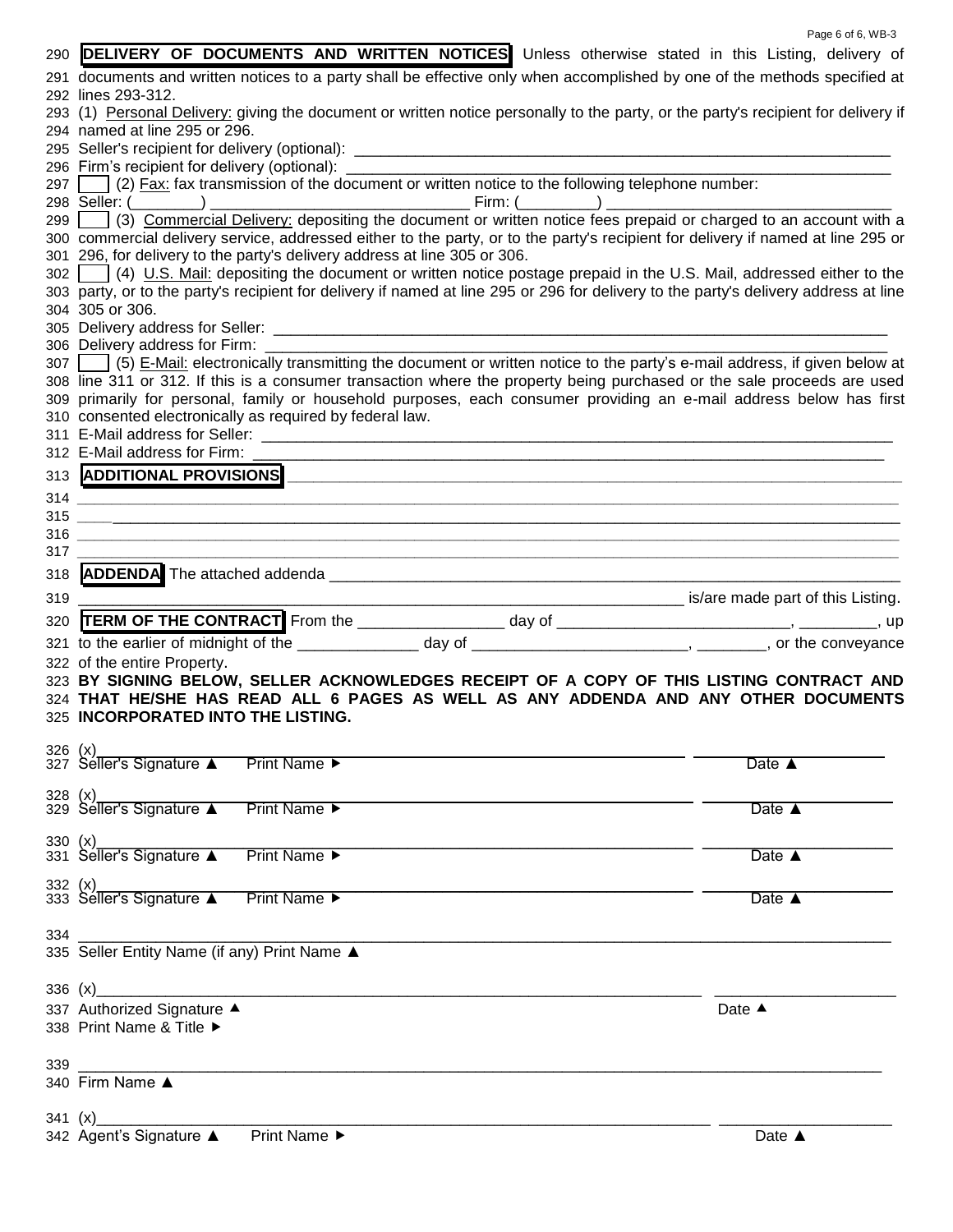290 **DELIVERY OF DOCUMENTS AND WRITTEN NOTICES** Unless otherwise stated in this Listing, delivery of
291 documents and written notices to a party shall be effective only when accomplished by one of the methods specified at
292 lines 293-312.

293 (1) Personal Delivery: giving the document or written notice personally to the party, or the party's recipient for delivery if
294 named at line 295 or 296.

295 Seller's recipient for delivery (optional): ______________________________________________________________

296 Firm's recipient for delivery (optional): ______________________________________________________________

297 ☐ (2) Fax: fax transmission of the document or written notice to the following telephone number:

298 Seller: (________) _____________________________ Firm: (________) ________________________________

299 ☐ (3) Commercial Delivery: depositing the document or written notice fees prepaid or charged to an account with a
300 commercial delivery service, addressed either to the party, or to the party's recipient for delivery if named at line 295 or
301 296, for delivery to the party's delivery address at line 305 or 306.

302 ☐ (4) U.S. Mail: depositing the document or written notice postage prepaid in the U.S. Mail, addressed either to the
303 party, or to the party's recipient for delivery if named at line 295 or 296 for delivery to the party's delivery address at line
304 305 or 306.

305 Delivery address for Seller: _______________________________________________________________________

306 Delivery address for Firm: ________________________________________________________________________

307 ☐ (5) E-Mail: electronically transmitting the document or written notice to the party's e-mail address, if given below at
308 line 311 or 312. If this is a consumer transaction where the property being purchased or the sale proceeds are used
309 primarily for personal, family or household purposes, each consumer providing an e-mail address below has first
310 consented electronically as required by federal law.

311 E-Mail address for Seller: ________________________________________________________________________

312 E-Mail address for Firm: _________________________________________________________________________

313 **ADDITIONAL PROVISIONS** ______________________________________________________________________

314 ______________________________________________________________________________________________

315 ______________________________________________________________________________________________

316 ______________________________________________________________________________________________

317 ______________________________________________________________________________________________

318 **ADDENDA** The attached addenda _________________________________________________________________

319 _______________________________________________________________________ is/are made part of this Listing.

320 **TERM OF THE CONTRACT** From the ________________ day of ___________________________, _________, up
321 to the earlier of midnight of the _____________ day of ________________________, ________, or the conveyance
322 of the entire Property.

323 **BY SIGNING BELOW, SELLER ACKNOWLEDGES RECEIPT OF A COPY OF THIS LISTING CONTRACT AND**
324 **THAT HE/SHE HAS READ ALL 6 PAGES AS WELL AS ANY ADDENDA AND ANY OTHER DOCUMENTS**
325 **INCORPORATED INTO THE LISTING.**

326 (x)____________________________________________________________ ____________________

327 Seller's Signature ▲ Print Name ► Date ▲

328 (x)____________________________________________________________ ____________________

329 Seller's Signature ▲ Print Name ► Date ▲

330 (x)____________________________________________________________ ____________________

331 Seller's Signature ▲ Print Name ► Date ▲

332 (x)____________________________________________________________ ____________________

333 Seller's Signature ▲ Print Name ► Date ▲

334 ______________________________________________________________________________________________

335 Seller Entity Name (if any) Print Name ▲

336 (x)____________________________________________________________ ____________________

337 Authorized Signature ▲ Date ▲

338 Print Name & Title ►

339 ______________________________________________________________________________________________

340 Firm Name ▲

341 (x)____________________________________________________________ ____________________

342 Agent's Signature ▲ Print Name ► Date ▲